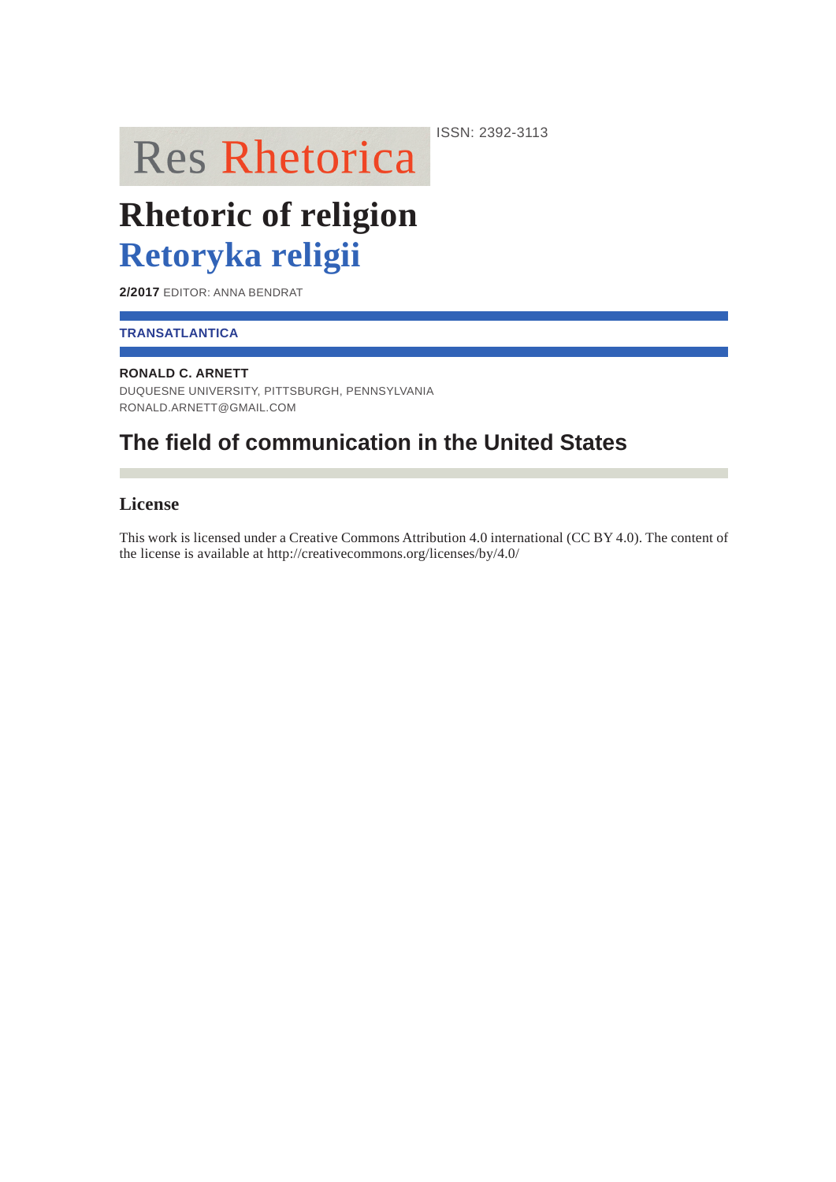ISSN: 2392-3113

Res Rhetorica

# Rhetoric of religion
# Retoryka religii

**2/2017** EDITOR: ANNA BENDRAT

**TRANSATLANTICA**

**RONALD C. ARNETT**
DUQUESNE UNIVERSITY, PITTSBURGH, PENNSYLVANIA
RONALD.ARNETT@GMAIL.COM

## The field of communication in the United States

### License

This work is licensed under a Creative Commons Attribution 4.0 international (CC BY 4.0). The content of the license is available at http://creativecommons.org/licenses/by/4.0/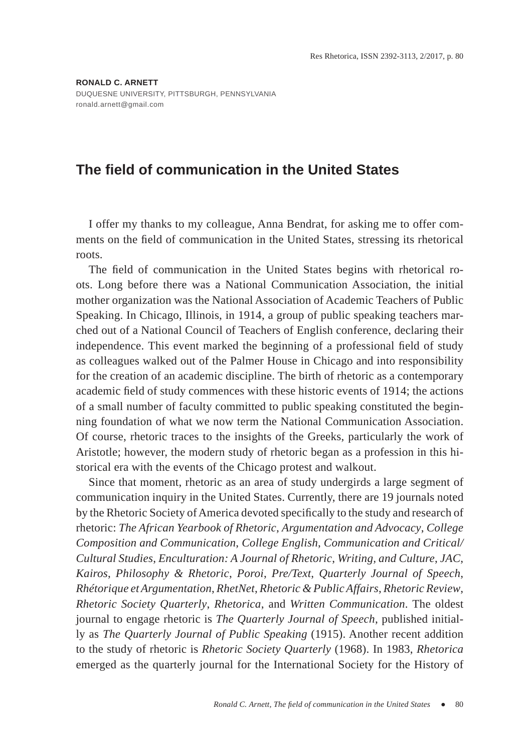**RONALD C. ARNETT**
DUQUESNE UNIVERSITY, PITTSBURGH, PENNSYLVANIA
ronald.arnett@gmail.com

# The field of communication in the United States

I offer my thanks to my colleague, Anna Bendrat, for asking me to offer comments on the field of communication in the United States, stressing its rhetorical roots.

The field of communication in the United States begins with rhetorical roots. Long before there was a National Communication Association, the initial mother organization was the National Association of Academic Teachers of Public Speaking. In Chicago, Illinois, in 1914, a group of public speaking teachers marched out of a National Council of Teachers of English conference, declaring their independence. This event marked the beginning of a professional field of study as colleagues walked out of the Palmer House in Chicago and into responsibility for the creation of an academic discipline. The birth of rhetoric as a contemporary academic field of study commences with these historic events of 1914; the actions of a small number of faculty committed to public speaking constituted the beginning foundation of what we now term the National Communication Association. Of course, rhetoric traces to the insights of the Greeks, particularly the work of Aristotle; however, the modern study of rhetoric began as a profession in this historical era with the events of the Chicago protest and walkout.

Since that moment, rhetoric as an area of study undergirds a large segment of communication inquiry in the United States. Currently, there are 19 journals noted by the Rhetoric Society of America devoted specifically to the study and research of rhetoric: *The African Yearbook of Rhetoric*, *Argumentation and Advocacy*, *College Composition and Communication*, *College English*, *Communication and Critical/Cultural Studies*, *Enculturation: A Journal of Rhetoric, Writing, and Culture*, *JAC*, *Kairos*, *Philosophy & Rhetoric*, *Poroi*, *Pre/Text*, *Quarterly Journal of Speech*, *Rhétorique et Argumentation*, *RhetNet*, *Rhetoric & Public Affairs*, *Rhetoric Review*, *Rhetoric Society Quarterly*, *Rhetorica*, and *Written Communication*. The oldest journal to engage rhetoric is *The Quarterly Journal of Speech*, published initially as *The Quarterly Journal of Public Speaking* (1915). Another recent addition to the study of rhetoric is *Rhetoric Society Quarterly* (1968). In 1983, *Rhetorica* emerged as the quarterly journal for the International Society for the History of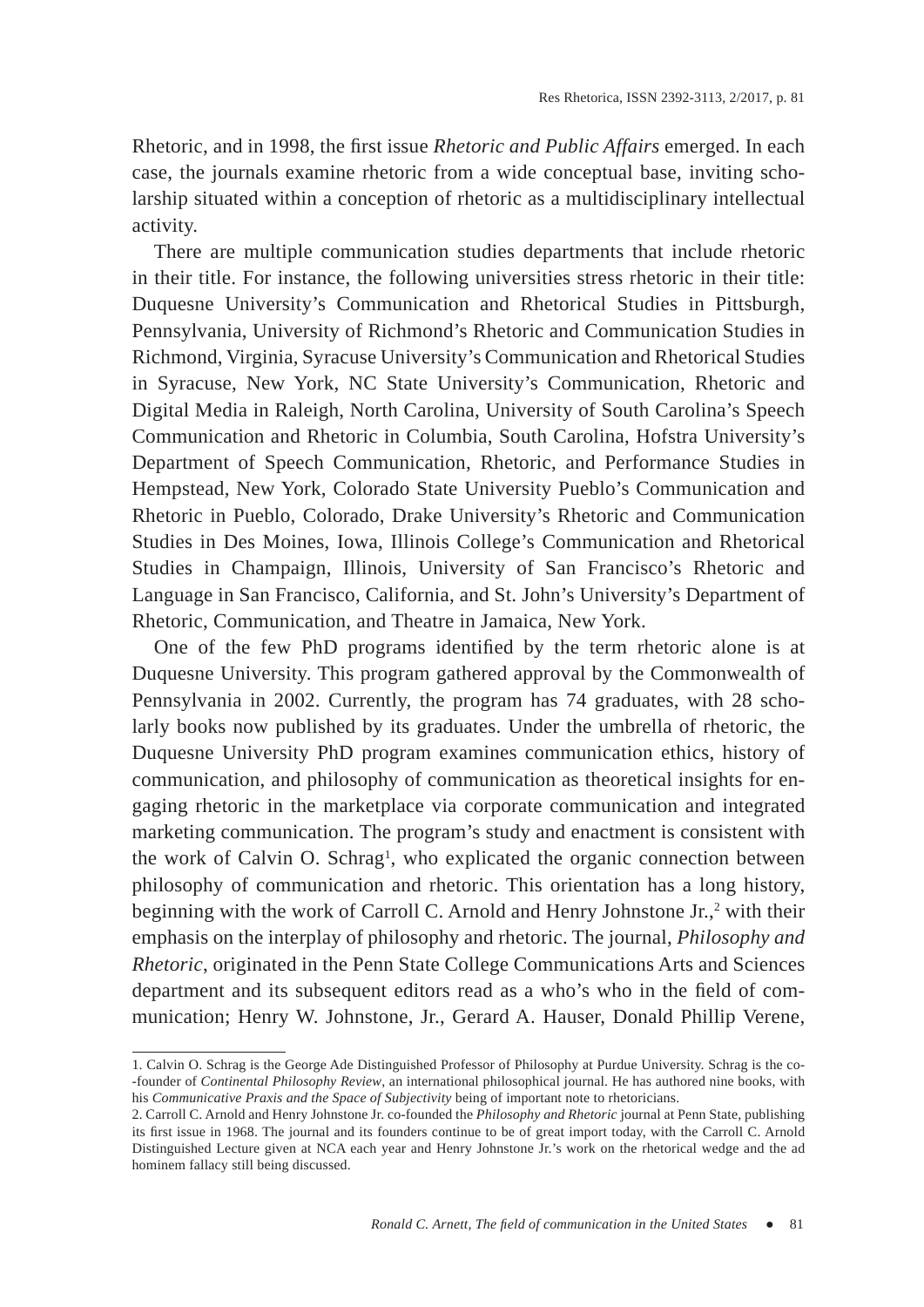Rhetoric, and in 1998, the first issue *Rhetoric and Public Affairs* emerged. In each case, the journals examine rhetoric from a wide conceptual base, inviting scholarship situated within a conception of rhetoric as a multidisciplinary intellectual activity.

There are multiple communication studies departments that include rhetoric in their title. For instance, the following universities stress rhetoric in their title: Duquesne University's Communication and Rhetorical Studies in Pittsburgh, Pennsylvania, University of Richmond's Rhetoric and Communication Studies in Richmond, Virginia, Syracuse University's Communication and Rhetorical Studies in Syracuse, New York, NC State University's Communication, Rhetoric and Digital Media in Raleigh, North Carolina, University of South Carolina's Speech Communication and Rhetoric in Columbia, South Carolina, Hofstra University's Department of Speech Communication, Rhetoric, and Performance Studies in Hempstead, New York, Colorado State University Pueblo's Communication and Rhetoric in Pueblo, Colorado, Drake University's Rhetoric and Communication Studies in Des Moines, Iowa, Illinois College's Communication and Rhetorical Studies in Champaign, Illinois, University of San Francisco's Rhetoric and Language in San Francisco, California, and St. John's University's Department of Rhetoric, Communication, and Theatre in Jamaica, New York.

One of the few PhD programs identified by the term rhetoric alone is at Duquesne University. This program gathered approval by the Commonwealth of Pennsylvania in 2002. Currently, the program has 74 graduates, with 28 scholarly books now published by its graduates. Under the umbrella of rhetoric, the Duquesne University PhD program examines communication ethics, history of communication, and philosophy of communication as theoretical insights for engaging rhetoric in the marketplace via corporate communication and integrated marketing communication. The program's study and enactment is consistent with the work of Calvin O. Schrag[1], who explicated the organic connection between philosophy of communication and rhetoric. This orientation has a long history, beginning with the work of Carroll C. Arnold and Henry Johnstone Jr.,[2] with their emphasis on the interplay of philosophy and rhetoric. The journal, *Philosophy and Rhetoric*, originated in the Penn State College Communications Arts and Sciences department and its subsequent editors read as a who's who in the field of communication; Henry W. Johnstone, Jr., Gerard A. Hauser, Donald Phillip Verene,

---

1. Calvin O. Schrag is the George Ade Distinguished Professor of Philosophy at Purdue University. Schrag is the co-founder of *Continental Philosophy Review*, an international philosophical journal. He has authored nine books, with his *Communicative Praxis and the Space of Subjectivity* being of important note to rhetoricians.

2. Carroll C. Arnold and Henry Johnstone Jr. co-founded the *Philosophy and Rhetoric* journal at Penn State, publishing its first issue in 1968. The journal and its founders continue to be of great import today, with the Carroll C. Arnold Distinguished Lecture given at NCA each year and Henry Johnstone Jr.'s work on the rhetorical wedge and the ad hominem fallacy still being discussed.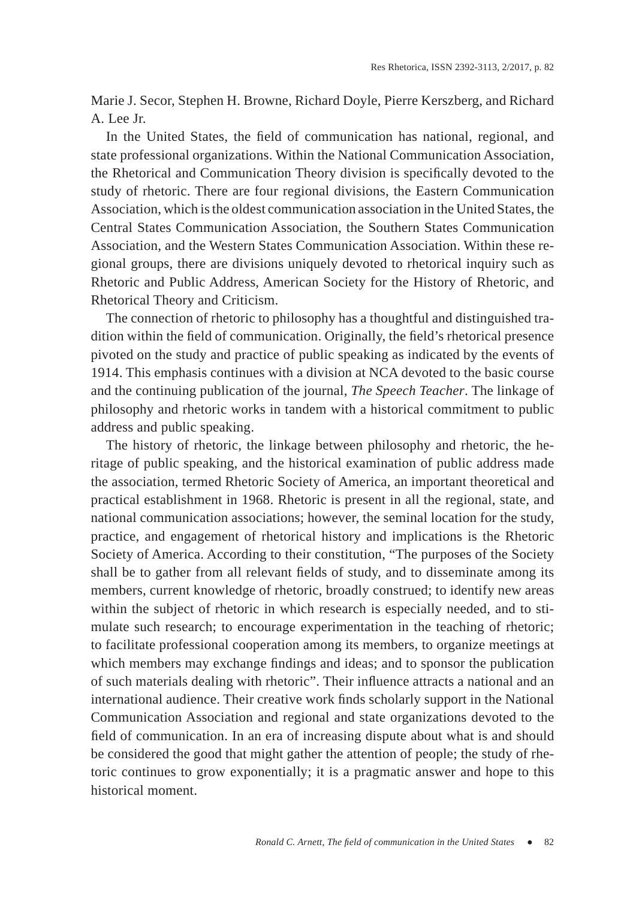Marie J. Secor, Stephen H. Browne, Richard Doyle, Pierre Kerszberg, and Richard A. Lee Jr.

In the United States, the field of communication has national, regional, and state professional organizations. Within the National Communication Association, the Rhetorical and Communication Theory division is specifically devoted to the study of rhetoric. There are four regional divisions, the Eastern Communication Association, which is the oldest communication association in the United States, the Central States Communication Association, the Southern States Communication Association, and the Western States Communication Association. Within these regional groups, there are divisions uniquely devoted to rhetorical inquiry such as Rhetoric and Public Address, American Society for the History of Rhetoric, and Rhetorical Theory and Criticism.

The connection of rhetoric to philosophy has a thoughtful and distinguished tradition within the field of communication. Originally, the field's rhetorical presence pivoted on the study and practice of public speaking as indicated by the events of 1914. This emphasis continues with a division at NCA devoted to the basic course and the continuing publication of the journal, *The Speech Teacher*. The linkage of philosophy and rhetoric works in tandem with a historical commitment to public address and public speaking.

The history of rhetoric, the linkage between philosophy and rhetoric, the heritage of public speaking, and the historical examination of public address made the association, termed Rhetoric Society of America, an important theoretical and practical establishment in 1968. Rhetoric is present in all the regional, state, and national communication associations; however, the seminal location for the study, practice, and engagement of rhetorical history and implications is the Rhetoric Society of America. According to their constitution, "The purposes of the Society shall be to gather from all relevant fields of study, and to disseminate among its members, current knowledge of rhetoric, broadly construed; to identify new areas within the subject of rhetoric in which research is especially needed, and to stimulate such research; to encourage experimentation in the teaching of rhetoric; to facilitate professional cooperation among its members, to organize meetings at which members may exchange findings and ideas; and to sponsor the publication of such materials dealing with rhetoric". Their influence attracts a national and an international audience. Their creative work finds scholarly support in the National Communication Association and regional and state organizations devoted to the field of communication. In an era of increasing dispute about what is and should be considered the good that might gather the attention of people; the study of rhetoric continues to grow exponentially; it is a pragmatic answer and hope to this historical moment.